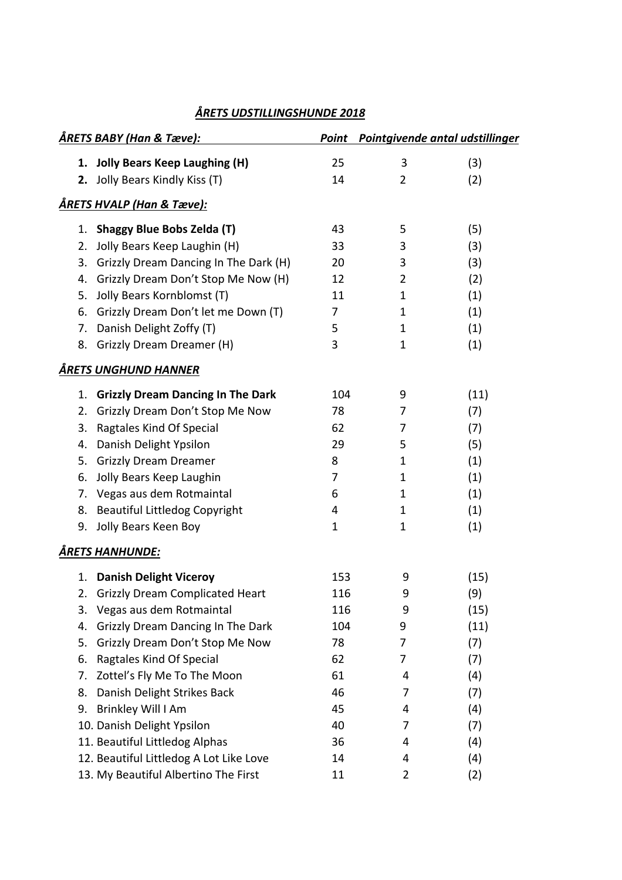# *ÅRETS UDSTILLINGSHUNDE 2018*

| *ÅRETS BABY (Han & Tæve):* | *Point* | *Pointgivende antal udstillinger* | |
|---|---|---|---|
| **1. Jolly Bears Keep Laughing (H)** | 25 | 3 | (3) |
| **2.** Jolly Bears Kindly Kiss (T) | 14 | 2 | (2) |
| ***ÅRETS HVALP (Han & Tæve):*** | | | |
| 1. **Shaggy Blue Bobs Zelda (T)** | 43 | 5 | (5) |
| 2. Jolly Bears Keep Laughin (H) | 33 | 3 | (3) |
| 3. Grizzly Dream Dancing In The Dark (H) | 20 | 3 | (3) |
| 4. Grizzly Dream Don't Stop Me Now (H) | 12 | 2 | (2) |
| 5. Jolly Bears Kornblomst (T) | 11 | 1 | (1) |
| 6. Grizzly Dream Don't let me Down (T) | 7 | 1 | (1) |
| 7. Danish Delight Zoffy (T) | 5 | 1 | (1) |
| 8. Grizzly Dream Dreamer (H) | 3 | 1 | (1) |
| ***ÅRETS UNGHUND HANNER*** | | | |
| 1. **Grizzly Dream Dancing In The Dark** | 104 | 9 | (11) |
| 2. Grizzly Dream Don't Stop Me Now | 78 | 7 | (7) |
| 3. Ragtales Kind Of Special | 62 | 7 | (7) |
| 4. Danish Delight Ypsilon | 29 | 5 | (5) |
| 5. Grizzly Dream Dreamer | 8 | 1 | (1) |
| 6. Jolly Bears Keep Laughin | 7 | 1 | (1) |
| 7. Vegas aus dem Rotmaintal | 6 | 1 | (1) |
| 8. Beautiful Littledog Copyright | 4 | 1 | (1) |
| 9. Jolly Bears Keen Boy | 1 | 1 | (1) |
| ***ÅRETS HANHUNDE:*** | | | |
| 1. **Danish Delight Viceroy** | 153 | 9 | (15) |
| 2. Grizzly Dream Complicated Heart | 116 | 9 | (9) |
| 3. Vegas aus dem Rotmaintal | 116 | 9 | (15) |
| 4. Grizzly Dream Dancing In The Dark | 104 | 9 | (11) |
| 5. Grizzly Dream Don't Stop Me Now | 78 | 7 | (7) |
| 6. Ragtales Kind Of Special | 62 | 7 | (7) |
| 7. Zottel's Fly Me To The Moon | 61 | 4 | (4) |
| 8. Danish Delight Strikes Back | 46 | 7 | (7) |
| 9. Brinkley Will I Am | 45 | 4 | (4) |
| 10. Danish Delight Ypsilon | 40 | 7 | (7) |
| 11. Beautiful Littledog Alphas | 36 | 4 | (4) |
| 12. Beautiful Littledog A Lot Like Love | 14 | 4 | (4) |
| 13. My Beautiful Albertino The First | 11 | 2 | (2) |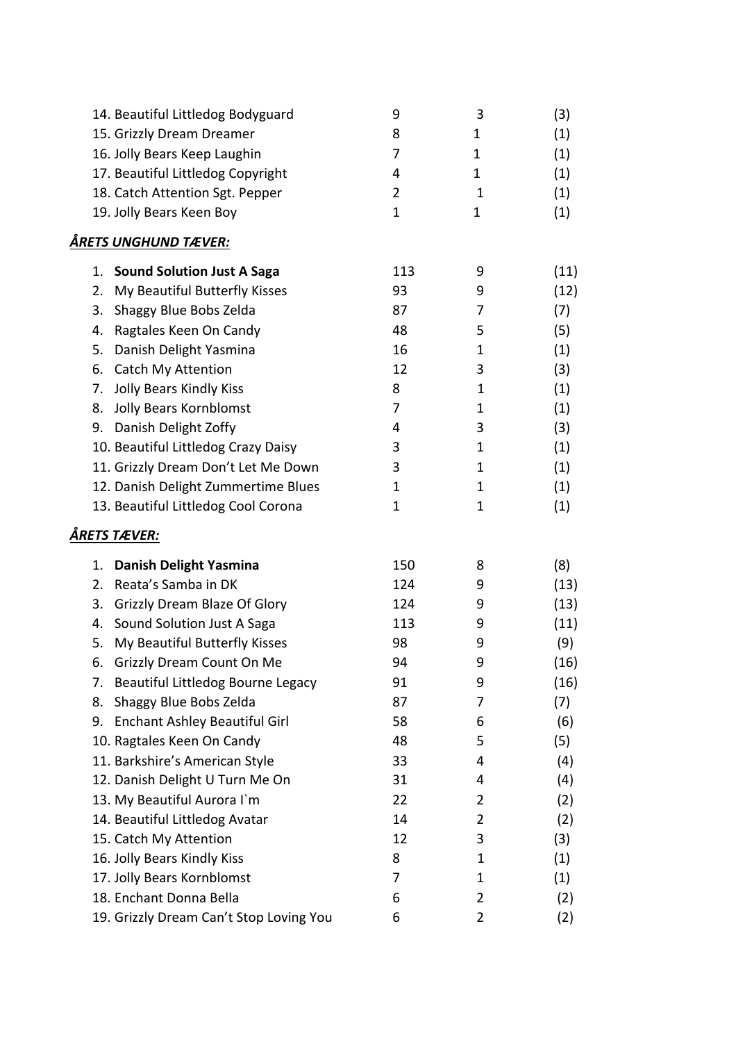| | | | |
|---|---|---|---|
| 14. Beautiful Littledog Bodyguard | 9 | 3 | (3) |
| 15. Grizzly Dream Dreamer | 8 | 1 | (1) |
| 16. Jolly Bears Keep Laughin | 7 | 1 | (1) |
| 17. Beautiful Littledog Copyright | 4 | 1 | (1) |
| 18. Catch Attention Sgt. Pepper | 2 | 1 | (1) |
| 19. Jolly Bears Keen Boy | 1 | 1 | (1) |

***ÅRETS UNGHUND TÆVER:***

| | | | |
|---|---|---|---|
| 1. **Sound Solution Just A Saga** | 113 | 9 | (11) |
| 2. My Beautiful Butterfly Kisses | 93 | 9 | (12) |
| 3. Shaggy Blue Bobs Zelda | 87 | 7 | (7) |
| 4. Ragtales Keen On Candy | 48 | 5 | (5) |
| 5. Danish Delight Yasmina | 16 | 1 | (1) |
| 6. Catch My Attention | 12 | 3 | (3) |
| 7. Jolly Bears Kindly Kiss | 8 | 1 | (1) |
| 8. Jolly Bears Kornblomst | 7 | 1 | (1) |
| 9. Danish Delight Zoffy | 4 | 3 | (3) |
| 10. Beautiful Littledog Crazy Daisy | 3 | 1 | (1) |
| 11. Grizzly Dream Don't Let Me Down | 3 | 1 | (1) |
| 12. Danish Delight Zummertime Blues | 1 | 1 | (1) |
| 13. Beautiful Littledog Cool Corona | 1 | 1 | (1) |

***ÅRETS TÆVER:***

| | | | |
|---|---|---|---|
| 1. **Danish Delight Yasmina** | 150 | 8 | (8) |
| 2. Reata's Samba in DK | 124 | 9 | (13) |
| 3. Grizzly Dream Blaze Of Glory | 124 | 9 | (13) |
| 4. Sound Solution Just A Saga | 113 | 9 | (11) |
| 5. My Beautiful Butterfly Kisses | 98 | 9 | (9) |
| 6. Grizzly Dream Count On Me | 94 | 9 | (16) |
| 7. Beautiful Littledog Bourne Legacy | 91 | 9 | (16) |
| 8. Shaggy Blue Bobs Zelda | 87 | 7 | (7) |
| 9. Enchant Ashley Beautiful Girl | 58 | 6 | (6) |
| 10. Ragtales Keen On Candy | 48 | 5 | (5) |
| 11. Barkshire's American Style | 33 | 4 | (4) |
| 12. Danish Delight U Turn Me On | 31 | 4 | (4) |
| 13. My Beautiful Aurora I`m | 22 | 2 | (2) |
| 14. Beautiful Littledog Avatar | 14 | 2 | (2) |
| 15. Catch My Attention | 12 | 3 | (3) |
| 16. Jolly Bears Kindly Kiss | 8 | 1 | (1) |
| 17. Jolly Bears Kornblomst | 7 | 1 | (1) |
| 18. Enchant Donna Bella | 6 | 2 | (2) |
| 19. Grizzly Dream Can't Stop Loving You | 6 | 2 | (2) |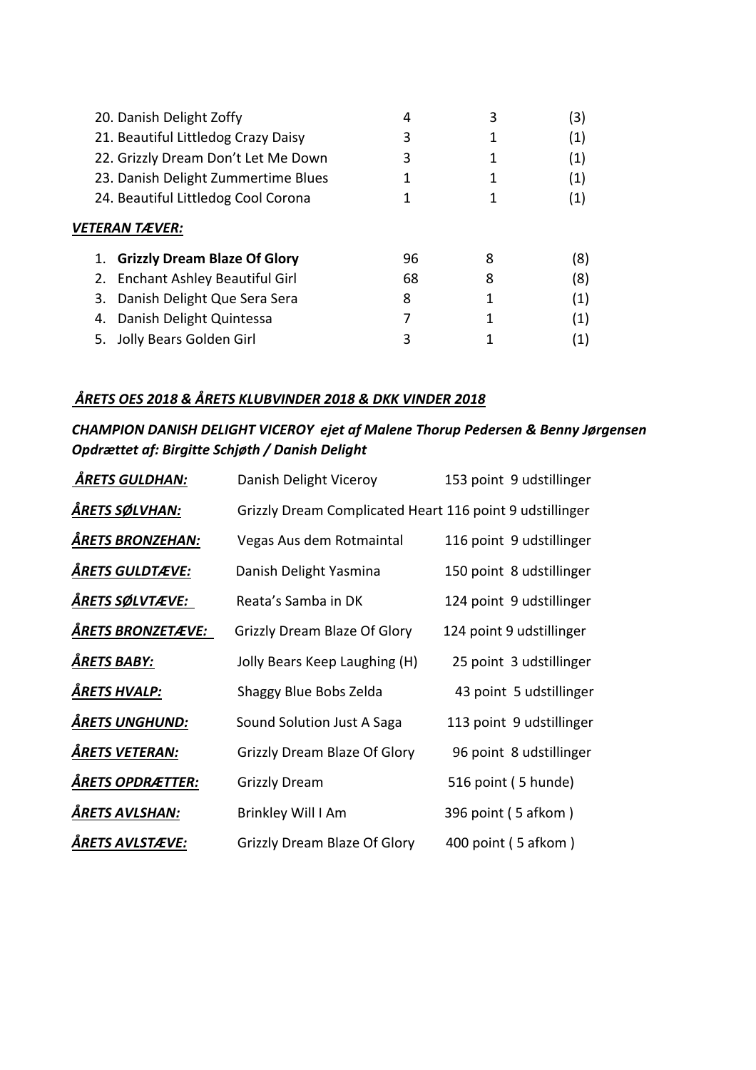| | | | |
|---|---|---|---|
| 20. Danish Delight Zoffy | 4 | 3 | (3) |
| 21. Beautiful Littledog Crazy Daisy | 3 | 1 | (1) |
| 22. Grizzly Dream Don't Let Me Down | 3 | 1 | (1) |
| 23. Danish Delight Zummertime Blues | 1 | 1 | (1) |
| 24. Beautiful Littledog Cool Corona | 1 | 1 | (1) |

***VETERAN TÆVER:***

| | | | |
|---|---|---|---|
| 1. **Grizzly Dream Blaze Of Glory** | 96 | 8 | (8) |
| 2. Enchant Ashley Beautiful Girl | 68 | 8 | (8) |
| 3. Danish Delight Que Sera Sera | 8 | 1 | (1) |
| 4. Danish Delight Quintessa | 7 | 1 | (1) |
| 5. Jolly Bears Golden Girl | 3 | 1 | (1) |

***ÅRETS OES 2018 & ÅRETS KLUBVINDER 2018 & DKK VINDER 2018***

***CHAMPION DANISH DELIGHT VICEROY ejet af Malene Thorup Pedersen & Benny Jørgensen***
***Opdrættet af: Birgitte Schjøth / Danish Delight***

| | | |
|---|---|---|
| ***ÅRETS GULDHAN:*** | Danish Delight Viceroy | 153 point 9 udstillinger |
| ***ÅRETS SØLVHAN:*** | Grizzly Dream Complicated Heart | 116 point 9 udstillinger |
| ***ÅRETS BRONZEHAN:*** | Vegas Aus dem Rotmaintal | 116 point 9 udstillinger |
| ***ÅRETS GULDTÆVE:*** | Danish Delight Yasmina | 150 point 8 udstillinger |
| ***ÅRETS SØLVTÆVE:*** | Reata's Samba in DK | 124 point 9 udstillinger |
| ***ÅRETS BRONZETÆVE:*** | Grizzly Dream Blaze Of Glory | 124 point 9 udstillinger |
| ***ÅRETS BABY:*** | Jolly Bears Keep Laughing (H) | 25 point 3 udstillinger |
| ***ÅRETS HVALP:*** | Shaggy Blue Bobs Zelda | 43 point 5 udstillinger |
| ***ÅRETS UNGHUND:*** | Sound Solution Just A Saga | 113 point 9 udstillinger |
| ***ÅRETS VETERAN:*** | Grizzly Dream Blaze Of Glory | 96 point 8 udstillinger |
| ***ÅRETS OPDRÆTTER:*** | Grizzly Dream | 516 point ( 5 hunde) |
| ***ÅRETS AVLSHAN:*** | Brinkley Will I Am | 396 point ( 5 afkom ) |
| ***ÅRETS AVLSTÆVE:*** | Grizzly Dream Blaze Of Glory | 400 point ( 5 afkom ) |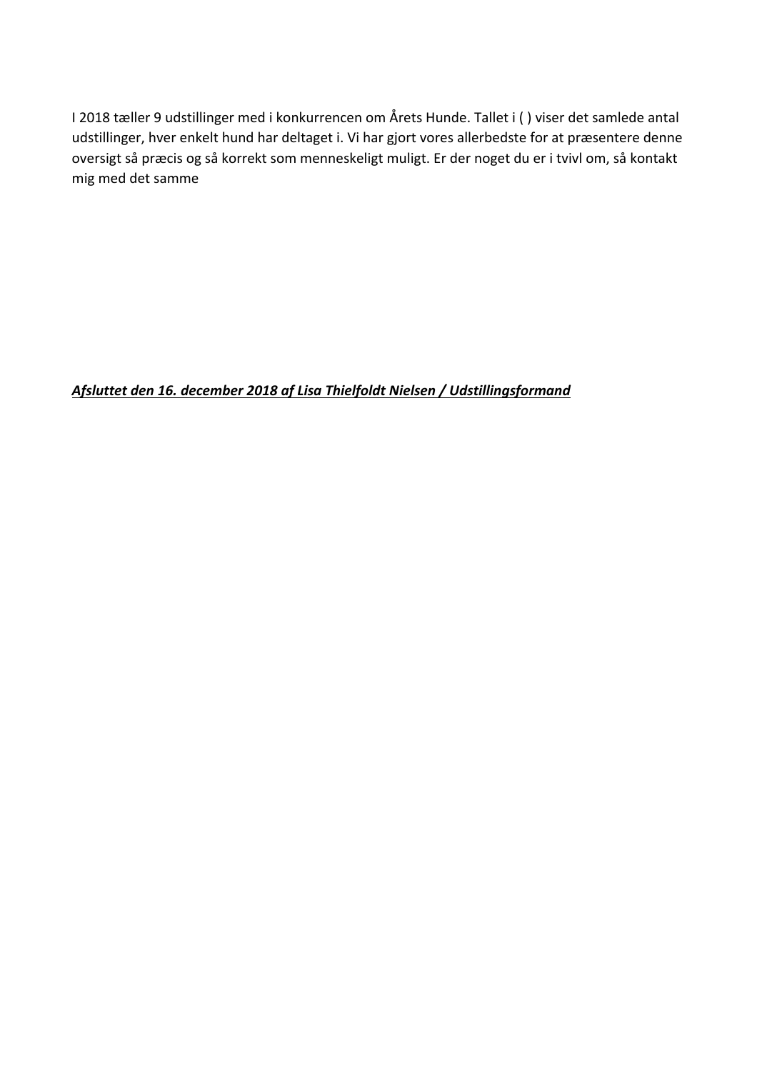I 2018 tæller 9 udstillinger med i konkurrencen om Årets Hunde. Tallet i ( ) viser det samlede antal udstillinger, hver enkelt hund har deltaget i. Vi har gjort vores allerbedste for at præsentere denne oversigt så præcis og så korrekt som menneskeligt muligt. Er der noget du er i tvivl om, så kontakt mig med det samme

***<u>Afsluttet den 16. december 2018 af Lisa Thielfoldt Nielsen / Udstillingsformand</u>***